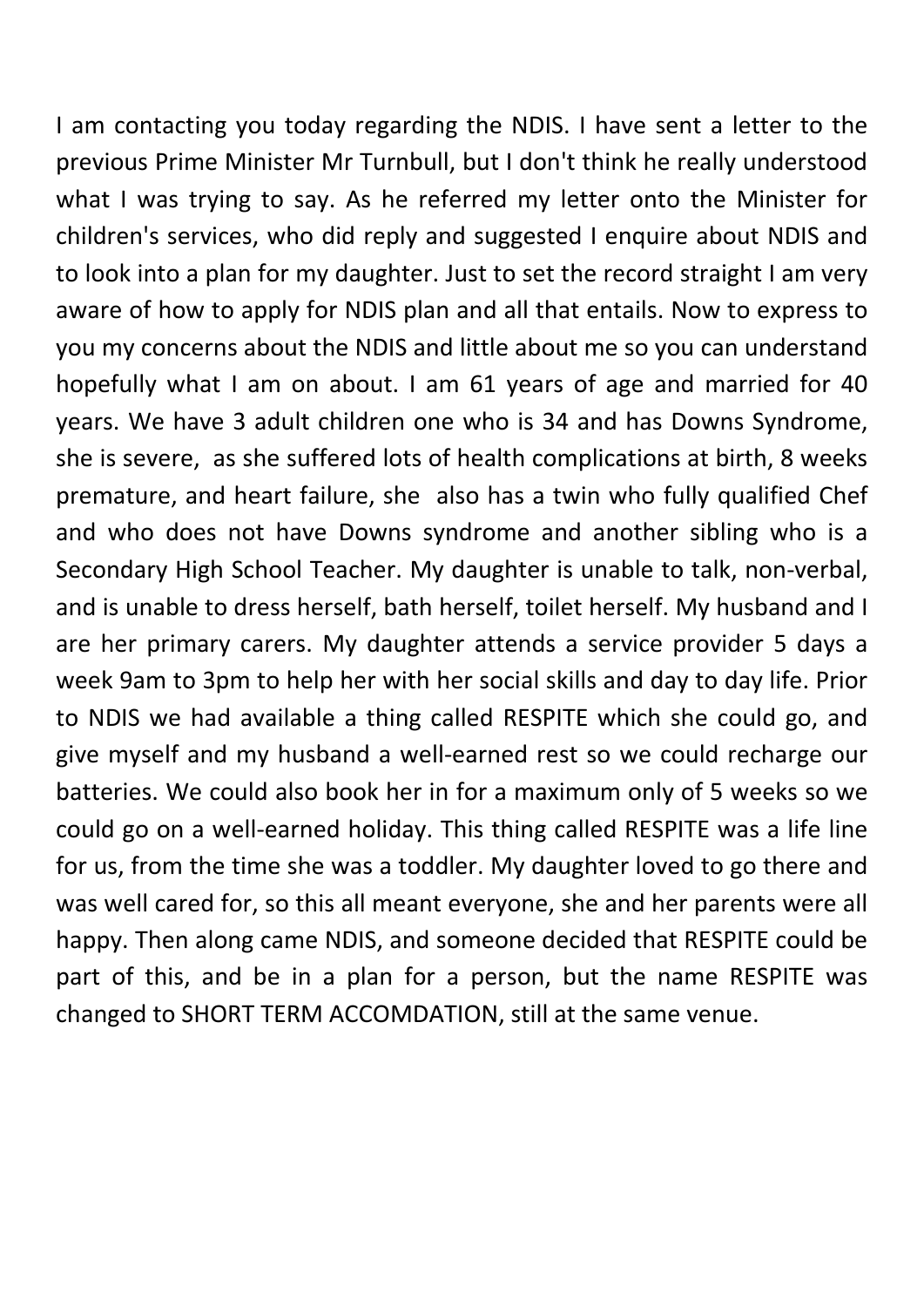I am contacting you today regarding the NDIS. I have sent a letter to the previous Prime Minister Mr Turnbull, but I don't think he really understood what I was trying to say. As he referred my letter onto the Minister for children's services, who did reply and suggested I enquire about NDIS and to look into a plan for my daughter. Just to set the record straight I am very aware of how to apply for NDIS plan and all that entails. Now to express to you my concerns about the NDIS and little about me so you can understand hopefully what I am on about. I am 61 years of age and married for 40 years. We have 3 adult children one who is 34 and has Downs Syndrome, she is severe, as she suffered lots of health complications at birth, 8 weeks premature, and heart failure, she also has a twin who fully qualified Chef and who does not have Downs syndrome and another sibling who is a Secondary High School Teacher. My daughter is unable to talk, non-verbal, and is unable to dress herself, bath herself, toilet herself. My husband and I are her primary carers. My daughter attends a service provider 5 days a week 9am to 3pm to help her with her social skills and day to day life. Prior to NDIS we had available a thing called RESPITE which she could go, and give myself and my husband a well-earned rest so we could recharge our batteries. We could also book her in for a maximum only of 5 weeks so we could go on a well-earned holiday. This thing called RESPITE was a life line for us, from the time she was a toddler. My daughter loved to go there and was well cared for, so this all meant everyone, she and her parents were all happy. Then along came NDIS, and someone decided that RESPITE could be part of this, and be in a plan for a person, but the name RESPITE was changed to SHORT TERM ACCOMDATION, still at the same venue.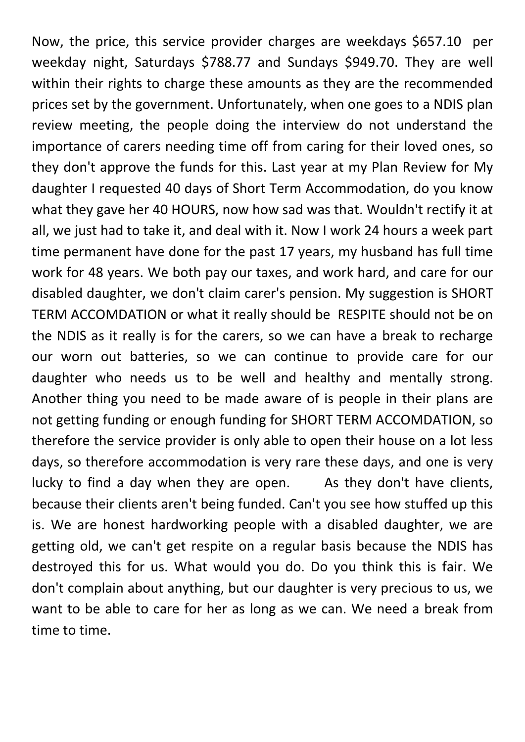Now, the price, this service provider charges are weekdays $657.10 per weekday night, Saturdays $788.77 and Sundays $949.70. They are well within their rights to charge these amounts as they are the recommended prices set by the government. Unfortunately, when one goes to a NDIS plan review meeting, the people doing the interview do not understand the importance of carers needing time off from caring for their loved ones, so they don't approve the funds for this. Last year at my Plan Review for My daughter I requested 40 days of Short Term Accommodation, do you know what they gave her 40 HOURS, now how sad was that. Wouldn't rectify it at all, we just had to take it, and deal with it. Now I work 24 hours a week part time permanent have done for the past 17 years, my husband has full time work for 48 years. We both pay our taxes, and work hard, and care for our disabled daughter, we don't claim carer's pension. My suggestion is SHORT TERM ACCOMDATION or what it really should be RESPITE should not be on the NDIS as it really is for the carers, so we can have a break to recharge our worn out batteries, so we can continue to provide care for our daughter who needs us to be well and healthy and mentally strong. Another thing you need to be made aware of is people in their plans are not getting funding or enough funding for SHORT TERM ACCOMDATION, so therefore the service provider is only able to open their house on a lot less days, so therefore accommodation is very rare these days, and one is very lucky to find a day when they are open. As they don't have clients, because their clients aren't being funded. Can't you see how stuffed up this is. We are honest hardworking people with a disabled daughter, we are getting old, we can't get respite on a regular basis because the NDIS has destroyed this for us. What would you do. Do you think this is fair. We don't complain about anything, but our daughter is very precious to us, we want to be able to care for her as long as we can. We need a break from time to time.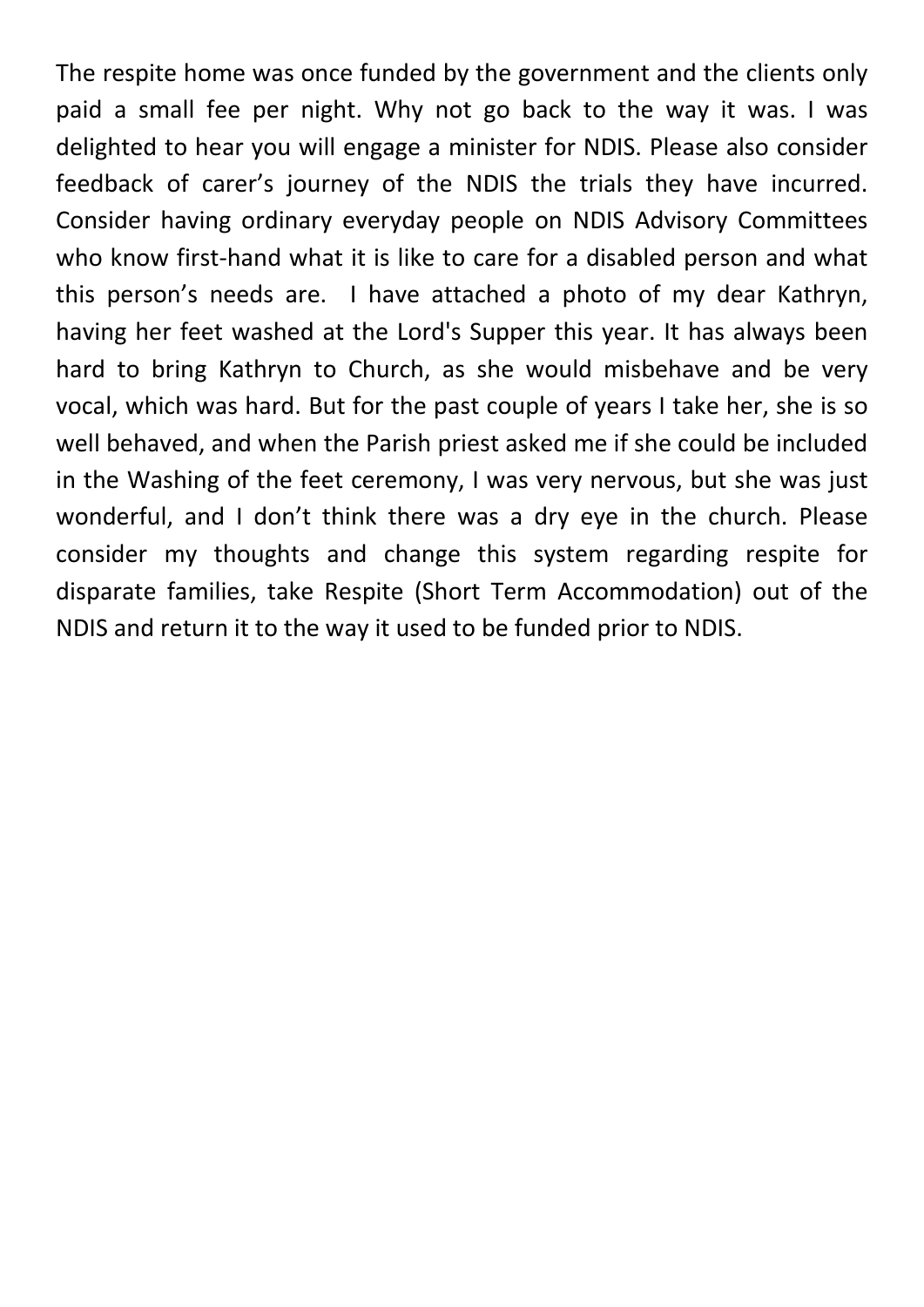The respite home was once funded by the government and the clients only paid a small fee per night. Why not go back to the way it was. I was delighted to hear you will engage a minister for NDIS. Please also consider feedback of carer's journey of the NDIS the trials they have incurred. Consider having ordinary everyday people on NDIS Advisory Committees who know first-hand what it is like to care for a disabled person and what this person's needs are. I have attached a photo of my dear Kathryn, having her feet washed at the Lord's Supper this year. It has always been hard to bring Kathryn to Church, as she would misbehave and be very vocal, which was hard. But for the past couple of years I take her, she is so well behaved, and when the Parish priest asked me if she could be included in the Washing of the feet ceremony, I was very nervous, but she was just wonderful, and I don't think there was a dry eye in the church. Please consider my thoughts and change this system regarding respite for disparate families, take Respite (Short Term Accommodation) out of the NDIS and return it to the way it used to be funded prior to NDIS.